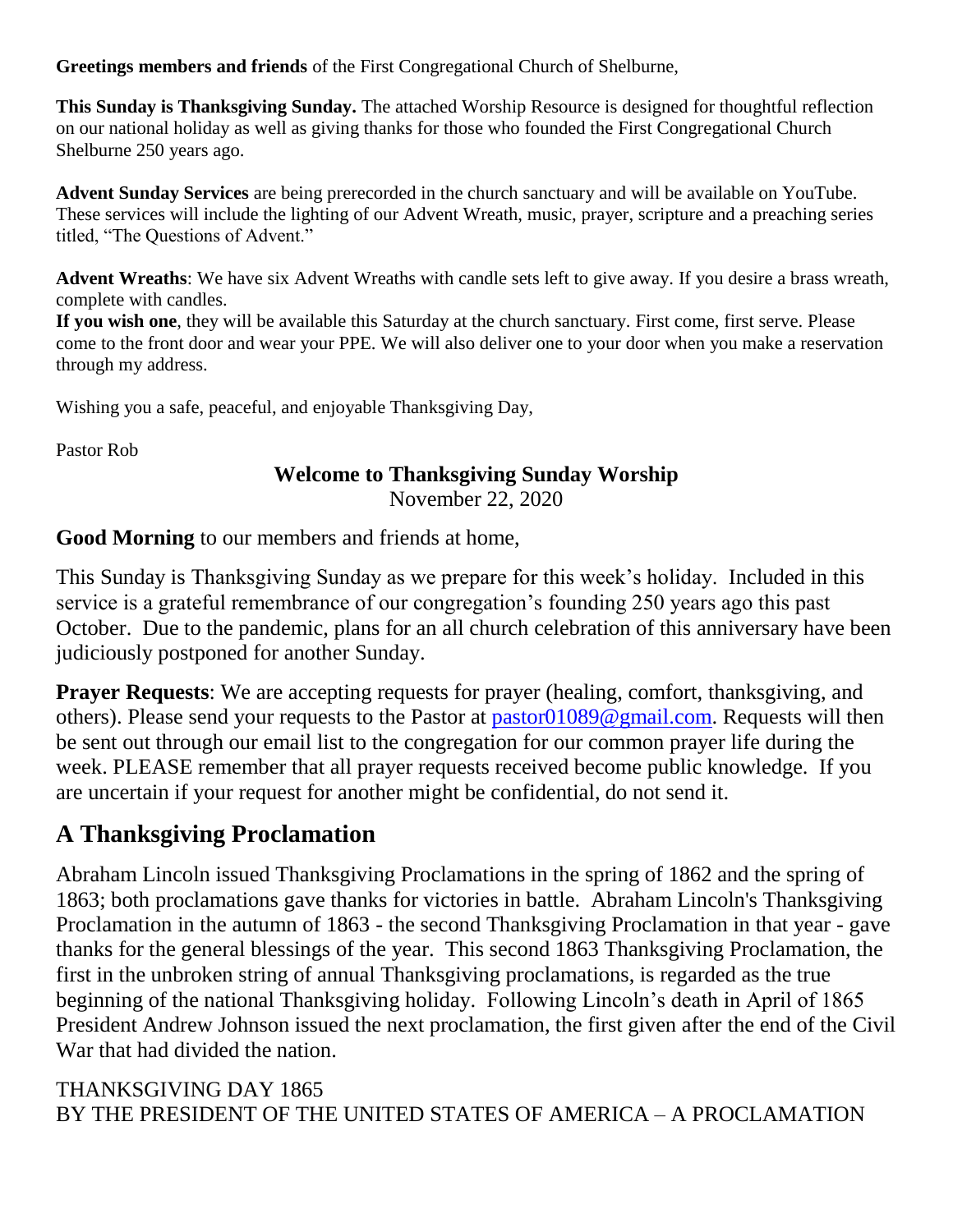**Greetings members and friends** of the First Congregational Church of Shelburne,

**This Sunday is Thanksgiving Sunday.** The attached Worship Resource is designed for thoughtful reflection on our national holiday as well as giving thanks for those who founded the First Congregational Church Shelburne 250 years ago.

**Advent Sunday Services** are being prerecorded in the church sanctuary and will be available on YouTube. These services will include the lighting of our Advent Wreath, music, prayer, scripture and a preaching series titled, "The Questions of Advent."

**Advent Wreaths**: We have six Advent Wreaths with candle sets left to give away. If you desire a brass wreath, complete with candles.

**If you wish one**, they will be available this Saturday at the church sanctuary. First come, first serve. Please come to the front door and wear your PPE. We will also deliver one to your door when you make a reservation through my address.

Wishing you a safe, peaceful, and enjoyable Thanksgiving Day,

Pastor Rob

**Welcome to Thanksgiving Sunday Worship**
November 22, 2020

**Good Morning** to our members and friends at home,

This Sunday is Thanksgiving Sunday as we prepare for this week's holiday. Included in this service is a grateful remembrance of our congregation's founding 250 years ago this past October. Due to the pandemic, plans for an all church celebration of this anniversary have been judiciously postponed for another Sunday.

**Prayer Requests**: We are accepting requests for prayer (healing, comfort, thanksgiving, and others). Please send your requests to the Pastor at pastor01089@gmail.com. Requests will then be sent out through our email list to the congregation for our common prayer life during the week. PLEASE remember that all prayer requests received become public knowledge. If you are uncertain if your request for another might be confidential, do not send it.

## A Thanksgiving Proclamation

Abraham Lincoln issued Thanksgiving Proclamations in the spring of 1862 and the spring of 1863; both proclamations gave thanks for victories in battle. Abraham Lincoln's Thanksgiving Proclamation in the autumn of 1863 - the second Thanksgiving Proclamation in that year - gave thanks for the general blessings of the year. This second 1863 Thanksgiving Proclamation, the first in the unbroken string of annual Thanksgiving proclamations, is regarded as the true beginning of the national Thanksgiving holiday. Following Lincoln's death in April of 1865 President Andrew Johnson issued the next proclamation, the first given after the end of the Civil War that had divided the nation.

THANKSGIVING DAY 1865
BY THE PRESIDENT OF THE UNITED STATES OF AMERICA – A PROCLAMATION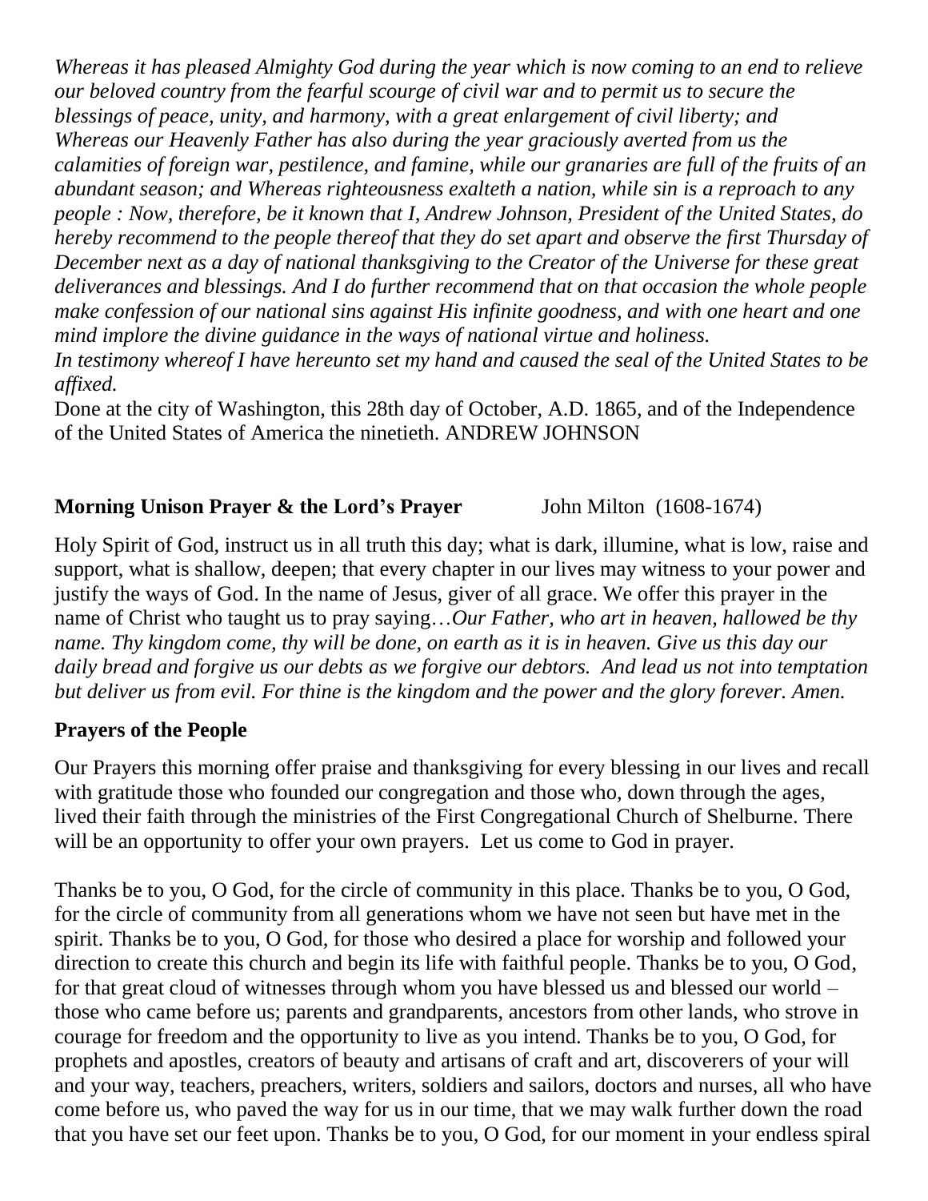*Whereas it has pleased Almighty God during the year which is now coming to an end to relieve our beloved country from the fearful scourge of civil war and to permit us to secure the blessings of peace, unity, and harmony, with a great enlargement of civil liberty; and Whereas our Heavenly Father has also during the year graciously averted from us the calamities of foreign war, pestilence, and famine, while our granaries are full of the fruits of an abundant season; and Whereas righteousness exalteth a nation, while sin is a reproach to any people : Now, therefore, be it known that I, Andrew Johnson, President of the United States, do hereby recommend to the people thereof that they do set apart and observe the first Thursday of December next as a day of national thanksgiving to the Creator of the Universe for these great deliverances and blessings. And I do further recommend that on that occasion the whole people make confession of our national sins against His infinite goodness, and with one heart and one mind implore the divine guidance in the ways of national virtue and holiness.*

*In testimony whereof I have hereunto set my hand and caused the seal of the United States to be affixed.*

Done at the city of Washington, this 28th day of October, A.D. 1865, and of the Independence of the United States of America the ninetieth. ANDREW JOHNSON

**Morning Unison Prayer & the Lord's Prayer** John Milton (1608-1674)

Holy Spirit of God, instruct us in all truth this day; what is dark, illumine, what is low, raise and support, what is shallow, deepen; that every chapter in our lives may witness to your power and justify the ways of God. In the name of Jesus, giver of all grace. We offer this prayer in the name of Christ who taught us to pray saying…*Our Father, who art in heaven, hallowed be thy name. Thy kingdom come, thy will be done, on earth as it is in heaven. Give us this day our daily bread and forgive us our debts as we forgive our debtors. And lead us not into temptation but deliver us from evil. For thine is the kingdom and the power and the glory forever. Amen.*

**Prayers of the People**

Our Prayers this morning offer praise and thanksgiving for every blessing in our lives and recall with gratitude those who founded our congregation and those who, down through the ages, lived their faith through the ministries of the First Congregational Church of Shelburne. There will be an opportunity to offer your own prayers. Let us come to God in prayer.

Thanks be to you, O God, for the circle of community in this place. Thanks be to you, O God, for the circle of community from all generations whom we have not seen but have met in the spirit. Thanks be to you, O God, for those who desired a place for worship and followed your direction to create this church and begin its life with faithful people. Thanks be to you, O God, for that great cloud of witnesses through whom you have blessed us and blessed our world – those who came before us; parents and grandparents, ancestors from other lands, who strove in courage for freedom and the opportunity to live as you intend. Thanks be to you, O God, for prophets and apostles, creators of beauty and artisans of craft and art, discoverers of your will and your way, teachers, preachers, writers, soldiers and sailors, doctors and nurses, all who have come before us, who paved the way for us in our time, that we may walk further down the road that you have set our feet upon. Thanks be to you, O God, for our moment in your endless spiral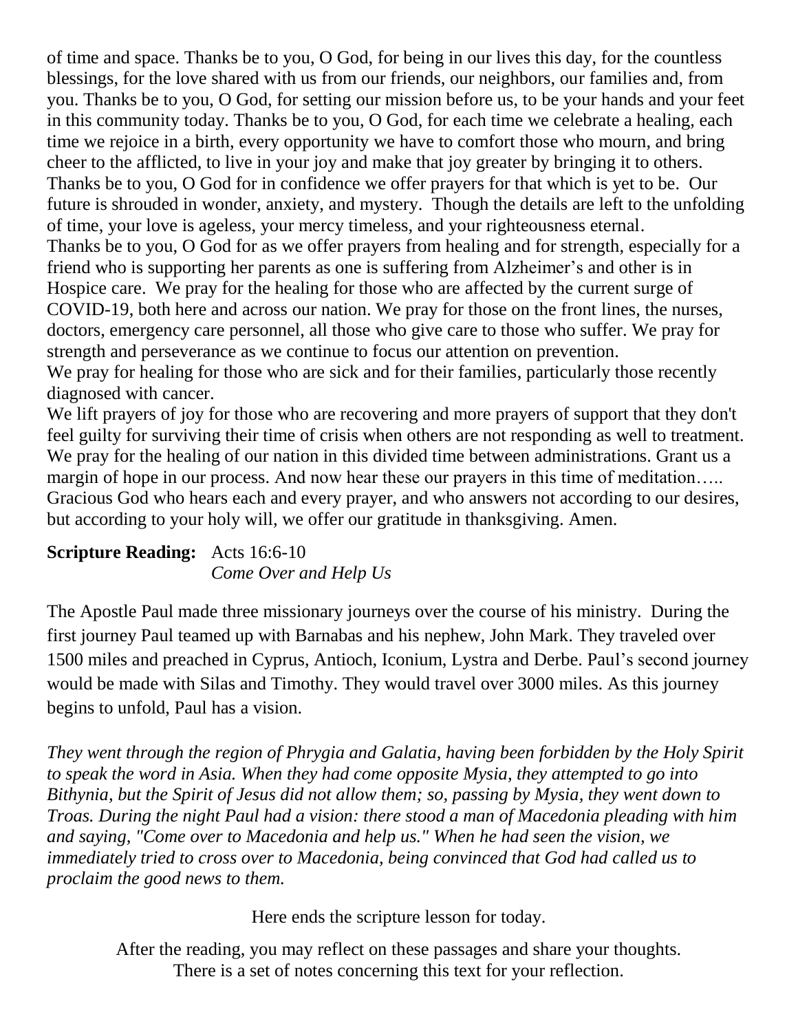of time and space. Thanks be to you, O God, for being in our lives this day, for the countless blessings, for the love shared with us from our friends, our neighbors, our families and, from you. Thanks be to you, O God, for setting our mission before us, to be your hands and your feet in this community today. Thanks be to you, O God, for each time we celebrate a healing, each time we rejoice in a birth, every opportunity we have to comfort those who mourn, and bring cheer to the afflicted, to live in your joy and make that joy greater by bringing it to others. Thanks be to you, O God for in confidence we offer prayers for that which is yet to be. Our future is shrouded in wonder, anxiety, and mystery. Though the details are left to the unfolding of time, your love is ageless, your mercy timeless, and your righteousness eternal.
Thanks be to you, O God for as we offer prayers from healing and for strength, especially for a friend who is supporting her parents as one is suffering from Alzheimer's and other is in Hospice care. We pray for the healing for those who are affected by the current surge of COVID-19, both here and across our nation. We pray for those on the front lines, the nurses, doctors, emergency care personnel, all those who give care to those who suffer. We pray for strength and perseverance as we continue to focus our attention on prevention.
We pray for healing for those who are sick and for their families, particularly those recently diagnosed with cancer.
We lift prayers of joy for those who are recovering and more prayers of support that they don't feel guilty for surviving their time of crisis when others are not responding as well to treatment. We pray for the healing of our nation in this divided time between administrations. Grant us a margin of hope in our process. And now hear these our prayers in this time of meditation…..
Gracious God who hears each and every prayer, and who answers not according to our desires, but according to your holy will, we offer our gratitude in thanksgiving. Amen.

**Scripture Reading:** Acts 16:6-10
*Come Over and Help Us*

The Apostle Paul made three missionary journeys over the course of his ministry. During the first journey Paul teamed up with Barnabas and his nephew, John Mark. They traveled over 1500 miles and preached in Cyprus, Antioch, Iconium, Lystra and Derbe. Paul's second journey would be made with Silas and Timothy. They would travel over 3000 miles. As this journey begins to unfold, Paul has a vision.

*They went through the region of Phrygia and Galatia, having been forbidden by the Holy Spirit to speak the word in Asia. When they had come opposite Mysia, they attempted to go into Bithynia, but the Spirit of Jesus did not allow them; so, passing by Mysia, they went down to Troas. During the night Paul had a vision: there stood a man of Macedonia pleading with him and saying, "Come over to Macedonia and help us." When he had seen the vision, we immediately tried to cross over to Macedonia, being convinced that God had called us to proclaim the good news to them.*

Here ends the scripture lesson for today.

After the reading, you may reflect on these passages and share your thoughts.
There is a set of notes concerning this text for your reflection.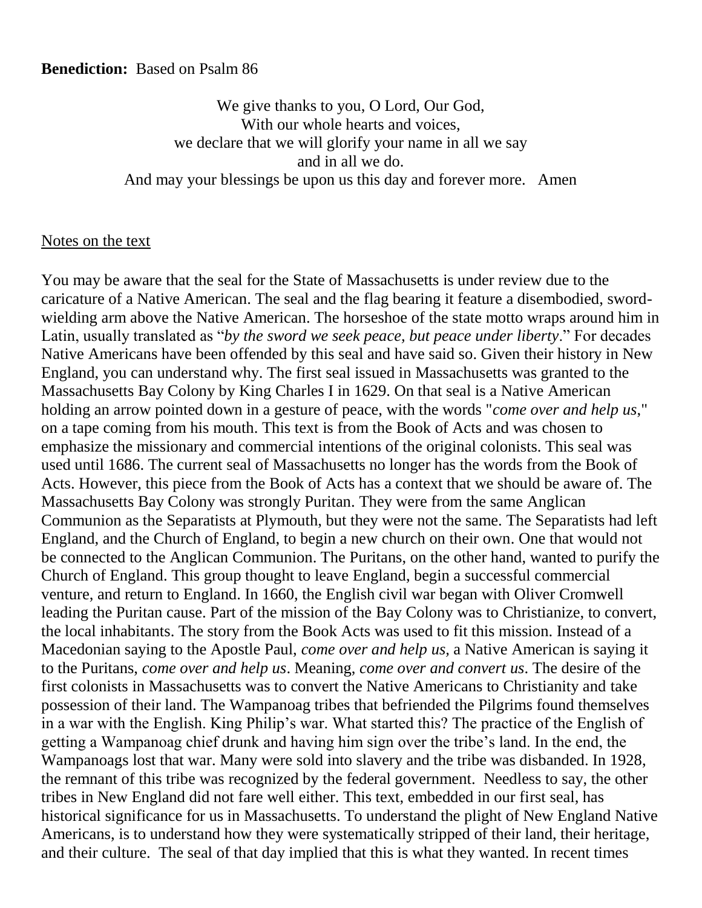**Benediction:** Based on Psalm 86

We give thanks to you, O Lord, Our God,
With our whole hearts and voices,
we declare that we will glorify your name in all we say
and in all we do.
And may your blessings be upon us this day and forever more. Amen

<u>Notes on the text</u>

You may be aware that the seal for the State of Massachusetts is under review due to the caricature of a Native American. The seal and the flag bearing it feature a disembodied, sword-wielding arm above the Native American. The horseshoe of the state motto wraps around him in Latin, usually translated as "*by the sword we seek peace, but peace under liberty*." For decades Native Americans have been offended by this seal and have said so. Given their history in New England, you can understand why. The first seal issued in Massachusetts was granted to the Massachusetts Bay Colony by King Charles I in 1629. On that seal is a Native American holding an arrow pointed down in a gesture of peace, with the words "*come over and help us*," on a tape coming from his mouth. This text is from the Book of Acts and was chosen to emphasize the missionary and commercial intentions of the original colonists. This seal was used until 1686. The current seal of Massachusetts no longer has the words from the Book of Acts. However, this piece from the Book of Acts has a context that we should be aware of. The Massachusetts Bay Colony was strongly Puritan. They were from the same Anglican Communion as the Separatists at Plymouth, but they were not the same. The Separatists had left England, and the Church of England, to begin a new church on their own. One that would not be connected to the Anglican Communion. The Puritans, on the other hand, wanted to purify the Church of England. This group thought to leave England, begin a successful commercial venture, and return to England. In 1660, the English civil war began with Oliver Cromwell leading the Puritan cause. Part of the mission of the Bay Colony was to Christianize, to convert, the local inhabitants. The story from the Book Acts was used to fit this mission. Instead of a Macedonian saying to the Apostle Paul, *come over and help us,* a Native American is saying it to the Puritans, *come over and help us*. Meaning, *come over and convert us*. The desire of the first colonists in Massachusetts was to convert the Native Americans to Christianity and take possession of their land. The Wampanoag tribes that befriended the Pilgrims found themselves in a war with the English. King Philip's war. What started this? The practice of the English of getting a Wampanoag chief drunk and having him sign over the tribe's land. In the end, the Wampanoags lost that war. Many were sold into slavery and the tribe was disbanded. In 1928, the remnant of this tribe was recognized by the federal government. Needless to say, the other tribes in New England did not fare well either. This text, embedded in our first seal, has historical significance for us in Massachusetts. To understand the plight of New England Native Americans, is to understand how they were systematically stripped of their land, their heritage, and their culture. The seal of that day implied that this is what they wanted. In recent times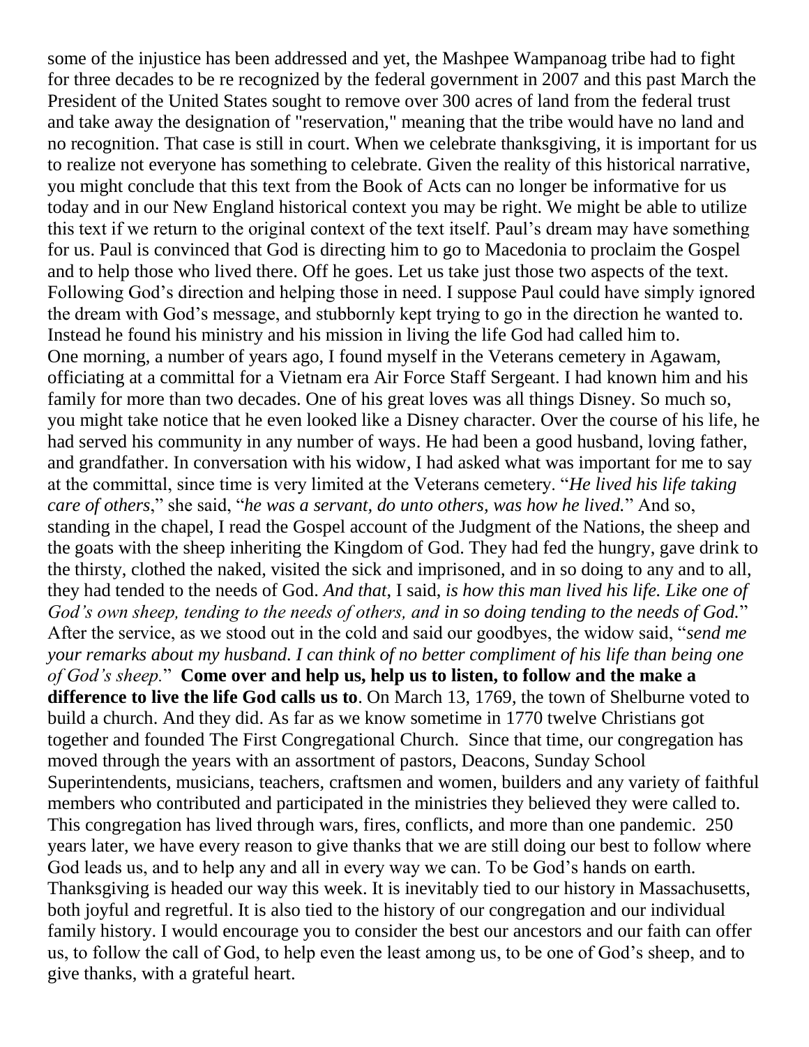some of the injustice has been addressed and yet, the Mashpee Wampanoag tribe had to fight for three decades to be re recognized by the federal government in 2007 and this past March the President of the United States sought to remove over 300 acres of land from the federal trust and take away the designation of "reservation," meaning that the tribe would have no land and no recognition. That case is still in court. When we celebrate thanksgiving, it is important for us to realize not everyone has something to celebrate. Given the reality of this historical narrative, you might conclude that this text from the Book of Acts can no longer be informative for us today and in our New England historical context you may be right. We might be able to utilize this text if we return to the original context of the text itself. Paul's dream may have something for us. Paul is convinced that God is directing him to go to Macedonia to proclaim the Gospel and to help those who lived there. Off he goes. Let us take just those two aspects of the text. Following God's direction and helping those in need. I suppose Paul could have simply ignored the dream with God's message, and stubbornly kept trying to go in the direction he wanted to. Instead he found his ministry and his mission in living the life God had called him to.

One morning, a number of years ago, I found myself in the Veterans cemetery in Agawam, officiating at a committal for a Vietnam era Air Force Staff Sergeant. I had known him and his family for more than two decades. One of his great loves was all things Disney. So much so, you might take notice that he even looked like a Disney character. Over the course of his life, he had served his community in any number of ways. He had been a good husband, loving father, and grandfather. In conversation with his widow, I had asked what was important for me to say at the committal, since time is very limited at the Veterans cemetery. "*He lived his life taking care of others*," she said, "*he was a servant, do unto others, was how he lived.*" And so, standing in the chapel, I read the Gospel account of the Judgment of the Nations, the sheep and the goats with the sheep inheriting the Kingdom of God. They had fed the hungry, gave drink to the thirsty, clothed the naked, visited the sick and imprisoned, and in so doing to any and to all, they had tended to the needs of God. *And that,* I said, *is how this man lived his life. Like one of God's own sheep, tending to the needs of others, and in so doing tending to the needs of God.*" After the service, as we stood out in the cold and said our goodbyes, the widow said, "*send me your remarks about my husband. I can think of no better compliment of his life than being one of God's sheep.*" **Come over and help us, help us to listen, to follow and the make a difference to live the life God calls us to**. On March 13, 1769, the town of Shelburne voted to build a church. And they did. As far as we know sometime in 1770 twelve Christians got together and founded The First Congregational Church. Since that time, our congregation has moved through the years with an assortment of pastors, Deacons, Sunday School Superintendents, musicians, teachers, craftsmen and women, builders and any variety of faithful members who contributed and participated in the ministries they believed they were called to. This congregation has lived through wars, fires, conflicts, and more than one pandemic. 250 years later, we have every reason to give thanks that we are still doing our best to follow where God leads us, and to help any and all in every way we can. To be God's hands on earth. Thanksgiving is headed our way this week. It is inevitably tied to our history in Massachusetts, both joyful and regretful. It is also tied to the history of our congregation and our individual family history. I would encourage you to consider the best our ancestors and our faith can offer us, to follow the call of God, to help even the least among us, to be one of God's sheep, and to give thanks, with a grateful heart.